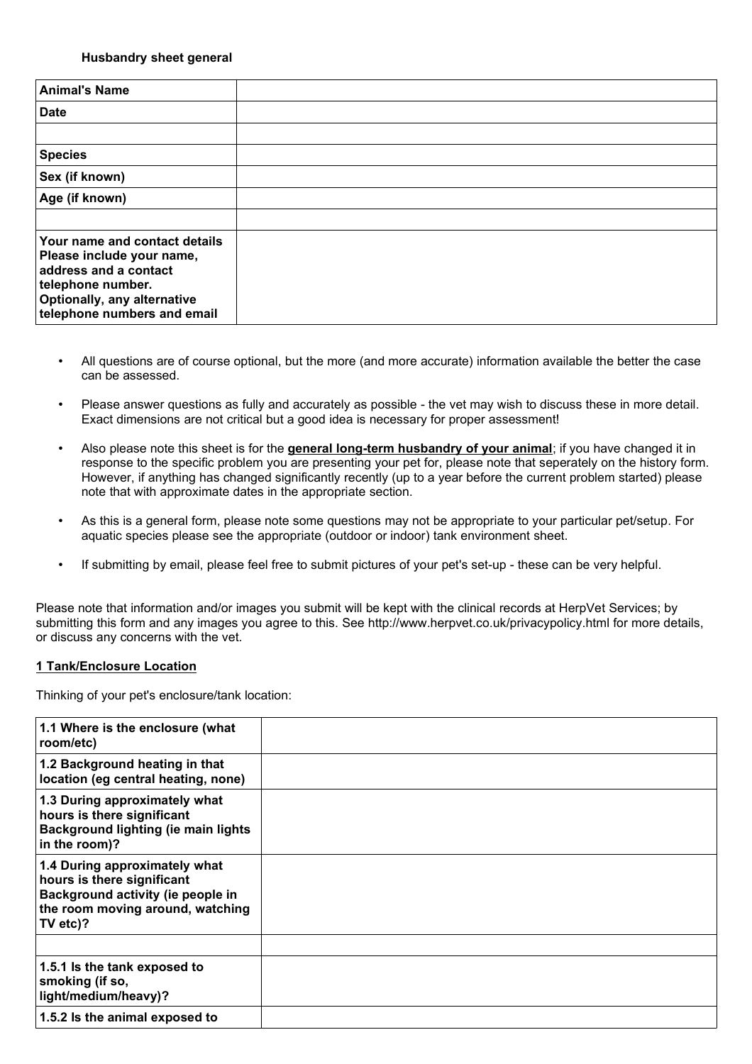**Husbandry sheet general**

| **Animal's Name** | |
|---|---|
| **Date** | |
| | |
| **Species** | |
| **Sex (if known)** | |
| **Age (if known)** | |
| | |
| **Your name and contact details Please include your name, address and a contact telephone number. Optionally, any alternative telephone numbers and email** | |

- All questions are of course optional, but the more (and more accurate) information available the better the case can be assessed.
- Please answer questions as fully and accurately as possible - the vet may wish to discuss these in more detail. Exact dimensions are not critical but a good idea is necessary for proper assessment!
- Also please note this sheet is for the **general long-term husbandry of your animal**; if you have changed it in response to the specific problem you are presenting your pet for, please note that seperately on the history form. However, if anything has changed significantly recently (up to a year before the current problem started) please note that with approximate dates in the appropriate section.
- As this is a general form, please note some questions may not be appropriate to your particular pet/setup. For aquatic species please see the appropriate (outdoor or indoor) tank environment sheet.
- If submitting by email, please feel free to submit pictures of your pet's set-up - these can be very helpful.

Please note that information and/or images you submit will be kept with the clinical records at HerpVet Services; by submitting this form and any images you agree to this. See http://www.herpvet.co.uk/privacypolicy.html for more details, or discuss any concerns with the vet.

## 1 Tank/Enclosure Location

Thinking of your pet's enclosure/tank location:

| **1.1 Where is the enclosure (what room/etc)** | |
|---|---|
| **1.2 Background heating in that location (eg central heating, none)** | |
| **1.3 During approximately what hours is there significant Background lighting (ie main lights in the room)?** | |
| **1.4 During approximately what hours is there significant Background activity (ie people in the room moving around, watching TV etc)?** | |
| | |
| **1.5.1 Is the tank exposed to smoking (if so, light/medium/heavy)?** | |
| **1.5.2 Is the animal exposed to** | |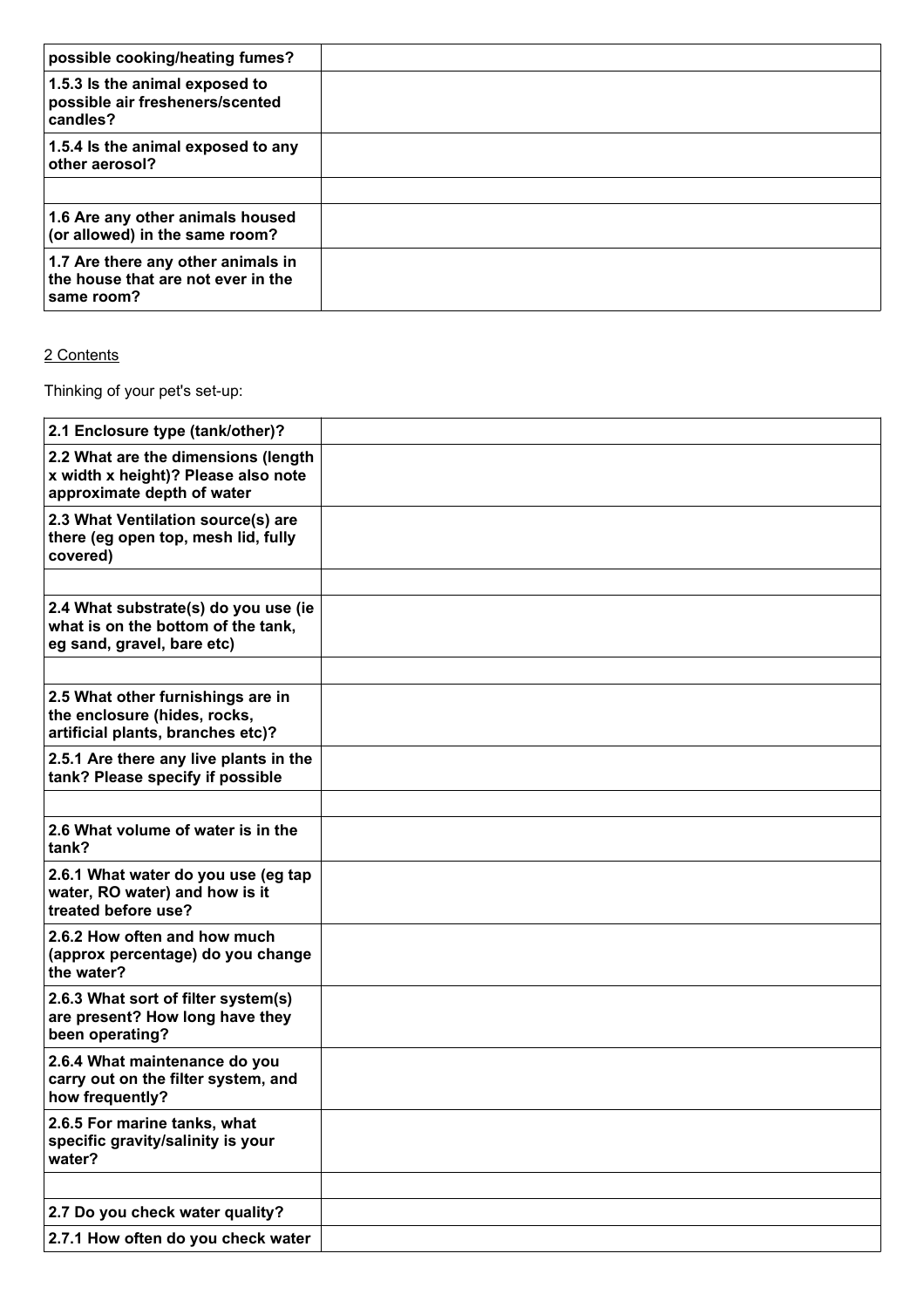| possible cooking/heating fumes? | |
|---|---|
| **1.5.3 Is the animal exposed to possible air fresheners/scented candles?** | |
| **1.5.4 Is the animal exposed to any other aerosol?** | |
| | |
| **1.6 Are any other animals housed (or allowed) in the same room?** | |
| **1.7 Are there any other animals in the house that are not ever in the same room?** | |

2 Contents

Thinking of your pet's set-up:

| **2.1 Enclosure type (tank/other)?** | |
|---|---|
| **2.2 What are the dimensions (length x width x height)? Please also note approximate depth of water** | |
| **2.3 What Ventilation source(s) are there (eg open top, mesh lid, fully covered)** | |
| | |
| **2.4 What substrate(s) do you use (ie what is on the bottom of the tank, eg sand, gravel, bare etc)** | |
| | |
| **2.5 What other furnishings are in the enclosure (hides, rocks, artificial plants, branches etc)?** | |
| **2.5.1 Are there any live plants in the tank? Please specify if possible** | |
| | |
| **2.6 What volume of water is in the tank?** | |
| **2.6.1 What water do you use (eg tap water, RO water) and how is it treated before use?** | |
| **2.6.2 How often and how much (approx percentage) do you change the water?** | |
| **2.6.3 What sort of filter system(s) are present? How long have they been operating?** | |
| **2.6.4 What maintenance do you carry out on the filter system, and how frequently?** | |
| **2.6.5 For marine tanks, what specific gravity/salinity is your water?** | |
| | |
| **2.7 Do you check water quality?** | |
| **2.7.1 How often do you check water** | |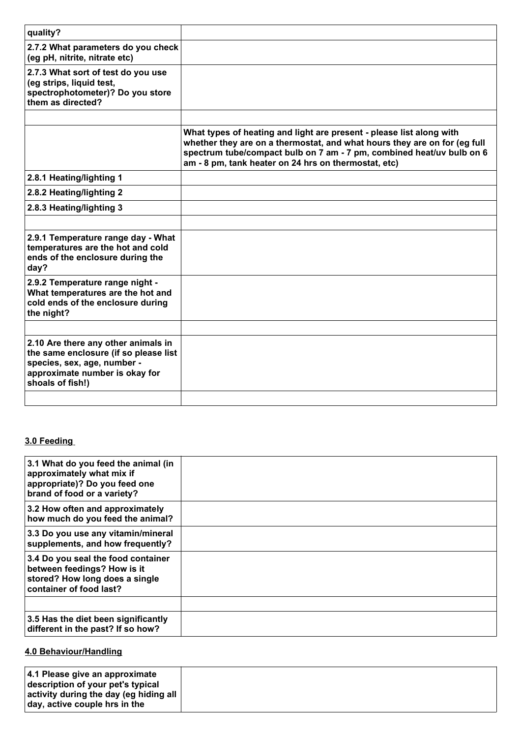| | |
|---|---|
| **quality?** | |
| **2.7.2 What parameters do you check (eg pH, nitrite, nitrate etc)** | |
| **2.7.3 What sort of test do you use (eg strips, liquid test, spectrophotometer)? Do you store them as directed?** | |
| | |
| | **What types of heating and light are present - please list along with whether they are on a thermostat, and what hours they are on for (eg full spectrum tube/compact bulb on 7 am - 7 pm, combined heat/uv bulb on 6 am - 8 pm, tank heater on 24 hrs on thermostat, etc)** |
| **2.8.1 Heating/lighting 1** | |
| **2.8.2 Heating/lighting 2** | |
| **2.8.3 Heating/lighting 3** | |
| | |
| **2.9.1 Temperature range day - What temperatures are the hot and cold ends of the enclosure during the day?** | |
| **2.9.2 Temperature range night - What temperatures are the hot and cold ends of the enclosure during the night?** | |
| | |
| **2.10 Are there any other animals in the same enclosure (if so please list species, sex, age, number - approximate number is okay for shoals of fish!)** | |
| | |

## 3.0 Feeding

| | |
|---|---|
| **3.1 What do you feed the animal (in approximately what mix if appropriate)? Do you feed one brand of food or a variety?** | |
| **3.2 How often and approximately how much do you feed the animal?** | |
| **3.3 Do you use any vitamin/mineral supplements, and how frequently?** | |
| **3.4 Do you seal the food container between feedings? How is it stored? How long does a single container of food last?** | |
| | |
| **3.5 Has the diet been significantly different in the past? If so how?** | |

## 4.0 Behaviour/Handling

| | |
|---|---|
| **4.1 Please give an approximate description of your pet's typical activity during the day (eg hiding all day, active couple hrs in the** | |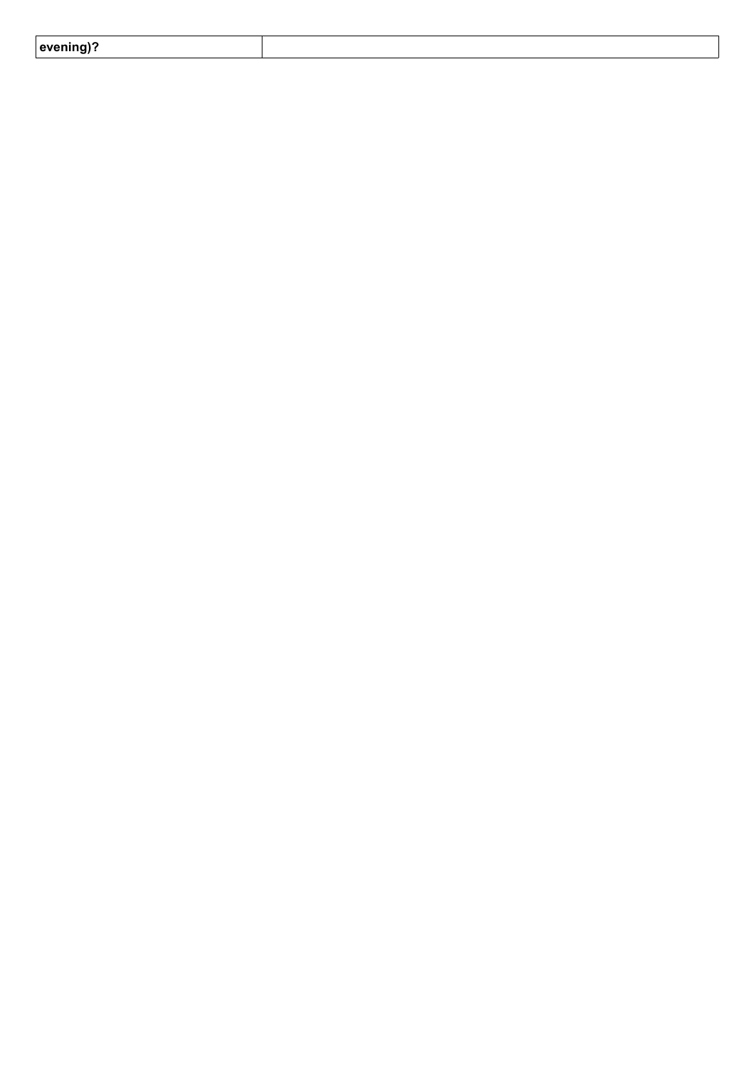| | |
|---|---|
| **evening)?** | |